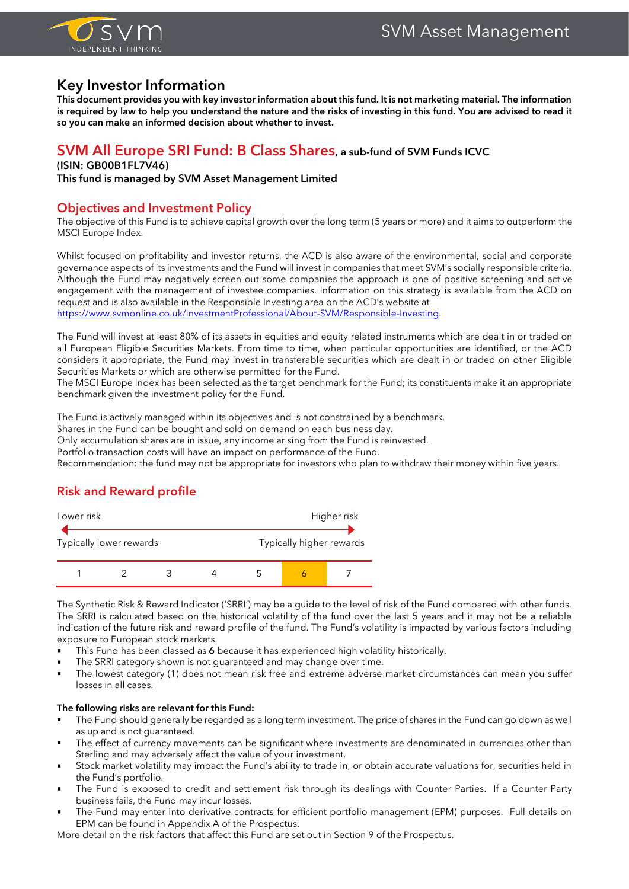# Key Investor Information

**This document provides you with key investor information about this fund. It is not marketing material. The information is required by law to help you understand the nature and the risks of investing in this fund. You are advised to read it so you can make an informed decision about whether to invest.**

## SVM All Europe SRI Fund: B Class Shares, a sub-fund of SVM Funds ICVC

**(ISIN: GB00B1FL7V46)**

**This fund is managed by SVM Asset Management Limited**

## Objectives and Investment Policy

The objective of this Fund is to achieve capital growth over the long term (5 years or more) and it aims to outperform the MSCI Europe Index.

Whilst focused on profitability and investor returns, the ACD is also aware of the environmental, social and corporate governance aspects of its investments and the Fund will invest in companies that meet SVM's socially responsible criteria. Although the Fund may negatively screen out some companies the approach is one of positive screening and active engagement with the management of investee companies. Information on this strategy is available from the ACD on request and is also available in the Responsible Investing area on the ACD's website at https://www.svmonline.co.uk/InvestmentProfessional/About-SVM/Responsible-Investing.

The Fund will invest at least 80% of its assets in equities and equity related instruments which are dealt in or traded on all European Eligible Securities Markets. From time to time, when particular opportunities are identified, or the ACD considers it appropriate, the Fund may invest in transferable securities which are dealt in or traded on other Eligible Securities Markets or which are otherwise permitted for the Fund.

The MSCI Europe Index has been selected as the target benchmark for the Fund; its constituents make it an appropriate benchmark given the investment policy for the Fund.

The Fund is actively managed within its objectives and is not constrained by a benchmark.

Shares in the Fund can be bought and sold on demand on each business day.

Only accumulation shares are in issue, any income arising from the Fund is reinvested.

Portfolio transaction costs will have an impact on performance of the Fund.

Recommendation: the fund may not be appropriate for investors who plan to withdraw their money within five years.

## Risk and Reward profile

| Lower risk | | | | | | Higher risk |
|---|---|---|---|---|---|---|
| Typically lower rewards | | | | | | Typically higher rewards |
| 1 | 2 | 3 | 4 | 5 | **6** | 7 |

The Synthetic Risk & Reward Indicator ('SRRI') may be a guide to the level of risk of the Fund compared with other funds. The SRRI is calculated based on the historical volatility of the fund over the last 5 years and it may not be a reliable indication of the future risk and reward profile of the fund. The Fund's volatility is impacted by various factors including exposure to European stock markets.

- This Fund has been classed as **6** because it has experienced high volatility historically.
- The SRRI category shown is not guaranteed and may change over time.
- The lowest category (1) does not mean risk free and extreme adverse market circumstances can mean you suffer losses in all cases.

**The following risks are relevant for this Fund:**

- The Fund should generally be regarded as a long term investment. The price of shares in the Fund can go down as well as up and is not guaranteed.
- The effect of currency movements can be significant where investments are denominated in currencies other than Sterling and may adversely affect the value of your investment.
- Stock market volatility may impact the Fund's ability to trade in, or obtain accurate valuations for, securities held in the Fund's portfolio.
- The Fund is exposed to credit and settlement risk through its dealings with Counter Parties. If a Counter Party business fails, the Fund may incur losses.
- The Fund may enter into derivative contracts for efficient portfolio management (EPM) purposes. Full details on EPM can be found in Appendix A of the Prospectus.

More detail on the risk factors that affect this Fund are set out in Section 9 of the Prospectus.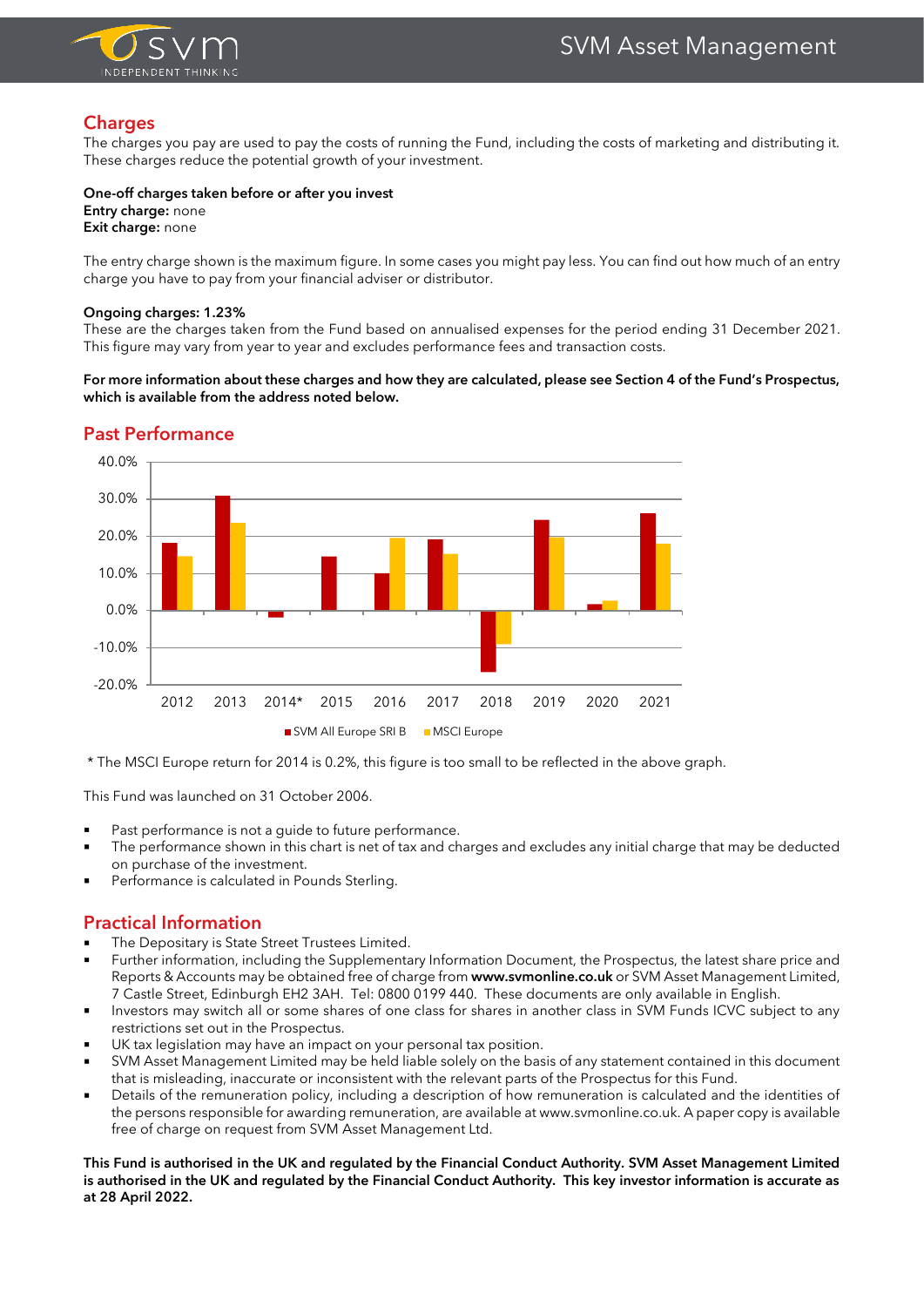## Charges

The charges you pay are used to pay the costs of running the Fund, including the costs of marketing and distributing it. These charges reduce the potential growth of your investment.

**One-off charges taken before or after you invest**
**Entry charge:** none
**Exit charge:** none

The entry charge shown is the maximum figure. In some cases you might pay less. You can find out how much of an entry charge you have to pay from your financial adviser or distributor.

**Ongoing charges: 1.23%**
These are the charges taken from the Fund based on annualised expenses for the period ending 31 December 2021. This figure may vary from year to year and excludes performance fees and transaction costs.

**For more information about these charges and how they are calculated, please see Section 4 of the Fund's Prospectus, which is available from the address noted below.**

## Past Performance

40.0%
30.0%
20.0%
10.0%
0.0%
-10.0%
-20.0%

2012 2013 2014* 2015 2016 2017 2018 2019 2020 2021

SVM All Europe SRI B
MSCI Europe

\* The MSCI Europe return for 2014 is 0.2%, this figure is too small to be reflected in the above graph.

This Fund was launched on 31 October 2006.

- Past performance is not a guide to future performance.
- The performance shown in this chart is net of tax and charges and excludes any initial charge that may be deducted on purchase of the investment.
- Performance is calculated in Pounds Sterling.

## Practical Information

- The Depositary is State Street Trustees Limited.
- Further information, including the Supplementary Information Document, the Prospectus, the latest share price and Reports & Accounts may be obtained free of charge from **www.svmonline.co.uk** or SVM Asset Management Limited, 7 Castle Street, Edinburgh EH2 3AH. Tel: 0800 0199 440. These documents are only available in English.
- Investors may switch all or some shares of one class for shares in another class in SVM Funds ICVC subject to any restrictions set out in the Prospectus.
- UK tax legislation may have an impact on your personal tax position.
- SVM Asset Management Limited may be held liable solely on the basis of any statement contained in this document that is misleading, inaccurate or inconsistent with the relevant parts of the Prospectus for this Fund.
- Details of the remuneration policy, including a description of how remuneration is calculated and the identities of the persons responsible for awarding remuneration, are available at www.svmonline.co.uk. A paper copy is available free of charge on request from SVM Asset Management Ltd.

**This Fund is authorised in the UK and regulated by the Financial Conduct Authority. SVM Asset Management Limited is authorised in the UK and regulated by the Financial Conduct Authority. This key investor information is accurate as at 28 April 2022.**